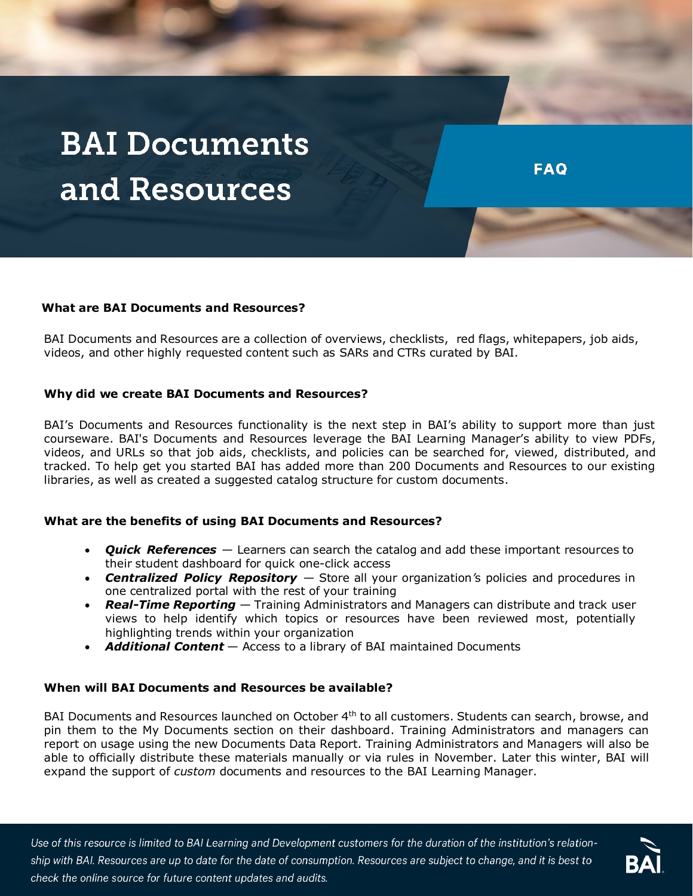# BAI Documents and Resources

FAQ

### What are BAI Documents and Resources?

BAI Documents and Resources are a collection of overviews, checklists, red flags, whitepapers, job aids, videos, and other highly requested content such as SARs and CTRs curated by BAI.

### Why did we create BAI Documents and Resources?

BAI's Documents and Resources functionality is the next step in BAI's ability to support more than just courseware. BAI's Documents and Resources leverage the BAI Learning Manager's ability to view PDFs, videos, and URLs so that job aids, checklists, and policies can be searched for, viewed, distributed, and tracked. To help get you started BAI has added more than 200 Documents and Resources to our existing libraries, as well as created a suggested catalog structure for custom documents.

### What are the benefits of using BAI Documents and Resources?

- ***Quick References*** — Learners can search the catalog and add these important resources to their student dashboard for quick one-click access
- ***Centralized Policy Repository*** — Store all your organization's policies and procedures in one centralized portal with the rest of your training
- ***Real-Time Reporting*** — Training Administrators and Managers can distribute and track user views to help identify which topics or resources have been reviewed most, potentially highlighting trends within your organization
- ***Additional Content*** — Access to a library of BAI maintained Documents

### When will BAI Documents and Resources be available?

BAI Documents and Resources launched on October 4th to all customers. Students can search, browse, and pin them to the My Documents section on their dashboard. Training Administrators and managers can report on usage using the new Documents Data Report. Training Administrators and Managers will also be able to officially distribute these materials manually or via rules in November. Later this winter, BAI will expand the support of *custom* documents and resources to the BAI Learning Manager.

*Use of this resource is limited to BAI Learning and Development customers for the duration of the institution's relationship with BAI. Resources are up to date for the date of consumption. Resources are subject to change, and it is best to check the online source for future content updates and audits.*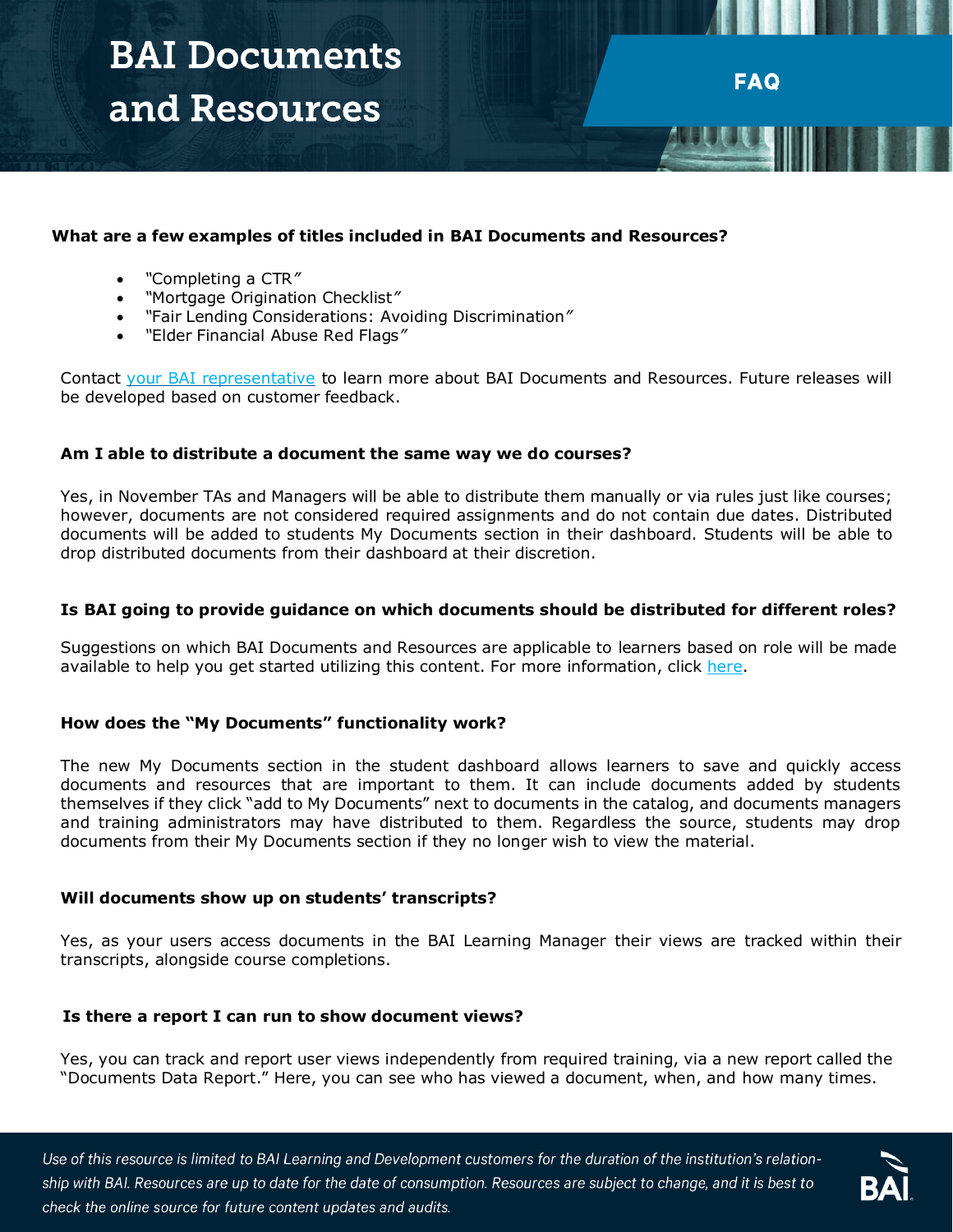# BAI Documents and Resources

## FAQ

**What are a few examples of titles included in BAI Documents and Resources?**

- "Completing a CTR"
- "Mortgage Origination Checklist"
- "Fair Lending Considerations: Avoiding Discrimination"
- "Elder Financial Abuse Red Flags"

Contact your BAI representative to learn more about BAI Documents and Resources. Future releases will be developed based on customer feedback.

**Am I able to distribute a document the same way we do courses?**

Yes, in November TAs and Managers will be able to distribute them manually or via rules just like courses; however, documents are not considered required assignments and do not contain due dates. Distributed documents will be added to students My Documents section in their dashboard. Students will be able to drop distributed documents from their dashboard at their discretion.

**Is BAI going to provide guidance on which documents should be distributed for different roles?**

Suggestions on which BAI Documents and Resources are applicable to learners based on role will be made available to help you get started utilizing this content. For more information, click here.

**How does the "My Documents" functionality work?**

The new My Documents section in the student dashboard allows learners to save and quickly access documents and resources that are important to them. It can include documents added by students themselves if they click "add to My Documents" next to documents in the catalog, and documents managers and training administrators may have distributed to them. Regardless the source, students may drop documents from their My Documents section if they no longer wish to view the material.

**Will documents show up on students' transcripts?**

Yes, as your users access documents in the BAI Learning Manager their views are tracked within their transcripts, alongside course completions.

**Is there a report I can run to show document views?**

Yes, you can track and report user views independently from required training, via a new report called the "Documents Data Report." Here, you can see who has viewed a document, when, and how many times.

*Use of this resource is limited to BAI Learning and Development customers for the duration of the institution's relationship with BAI. Resources are up to date for the date of consumption. Resources are subject to change, and it is best to check the online source for future content updates and audits.*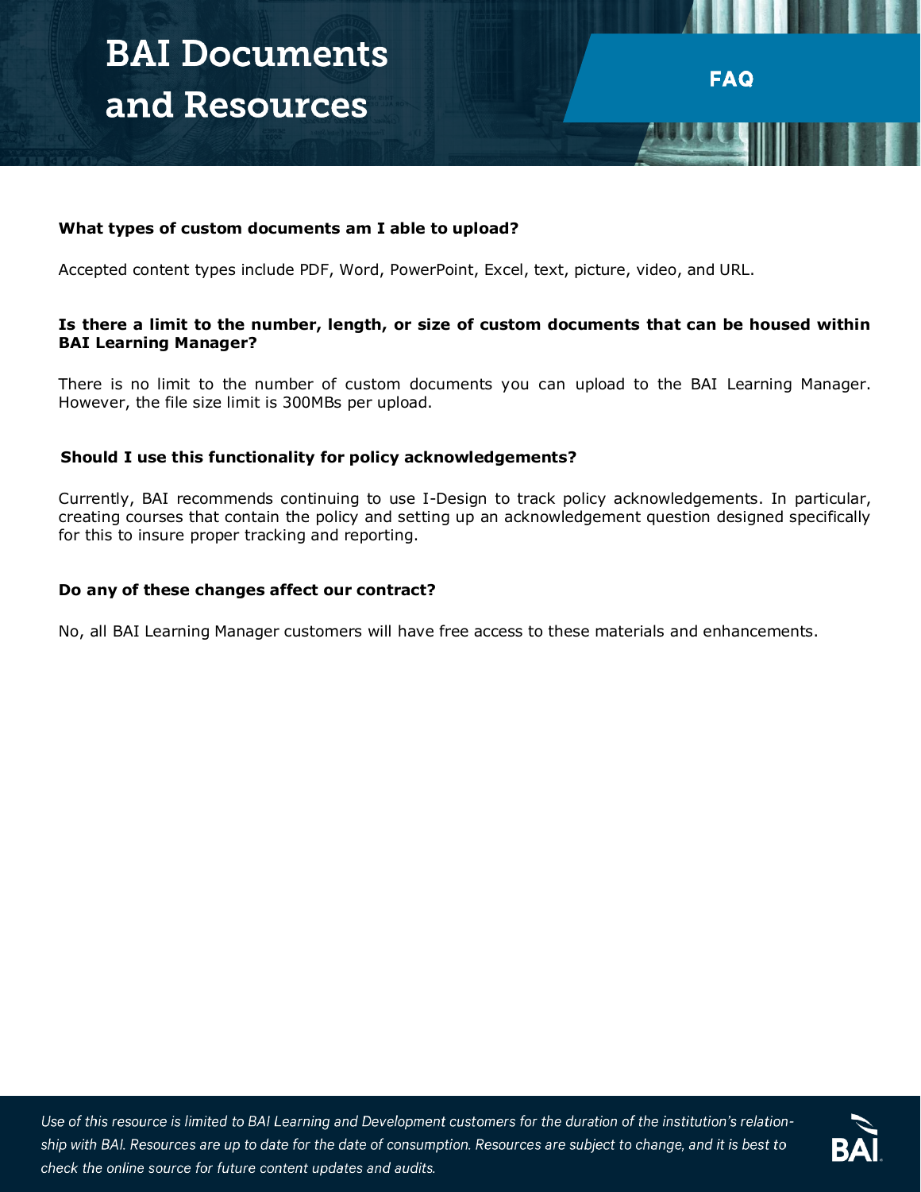# BAI Documents and Resources

FAQ

**What types of custom documents am I able to upload?**

Accepted content types include PDF, Word, PowerPoint, Excel, text, picture, video, and URL.

**Is there a limit to the number, length, or size of custom documents that can be housed within BAI Learning Manager?**

There is no limit to the number of custom documents you can upload to the BAI Learning Manager. However, the file size limit is 300MBs per upload.

**Should I use this functionality for policy acknowledgements?**

Currently, BAI recommends continuing to use I-Design to track policy acknowledgements. In particular, creating courses that contain the policy and setting up an acknowledgement question designed specifically for this to insure proper tracking and reporting.

**Do any of these changes affect our contract?**

No, all BAI Learning Manager customers will have free access to these materials and enhancements.

*Use of this resource is limited to BAI Learning and Development customers for the duration of the institution's relationship with BAI. Resources are up to date for the date of consumption. Resources are subject to change, and it is best to check the online source for future content updates and audits.*

BAI